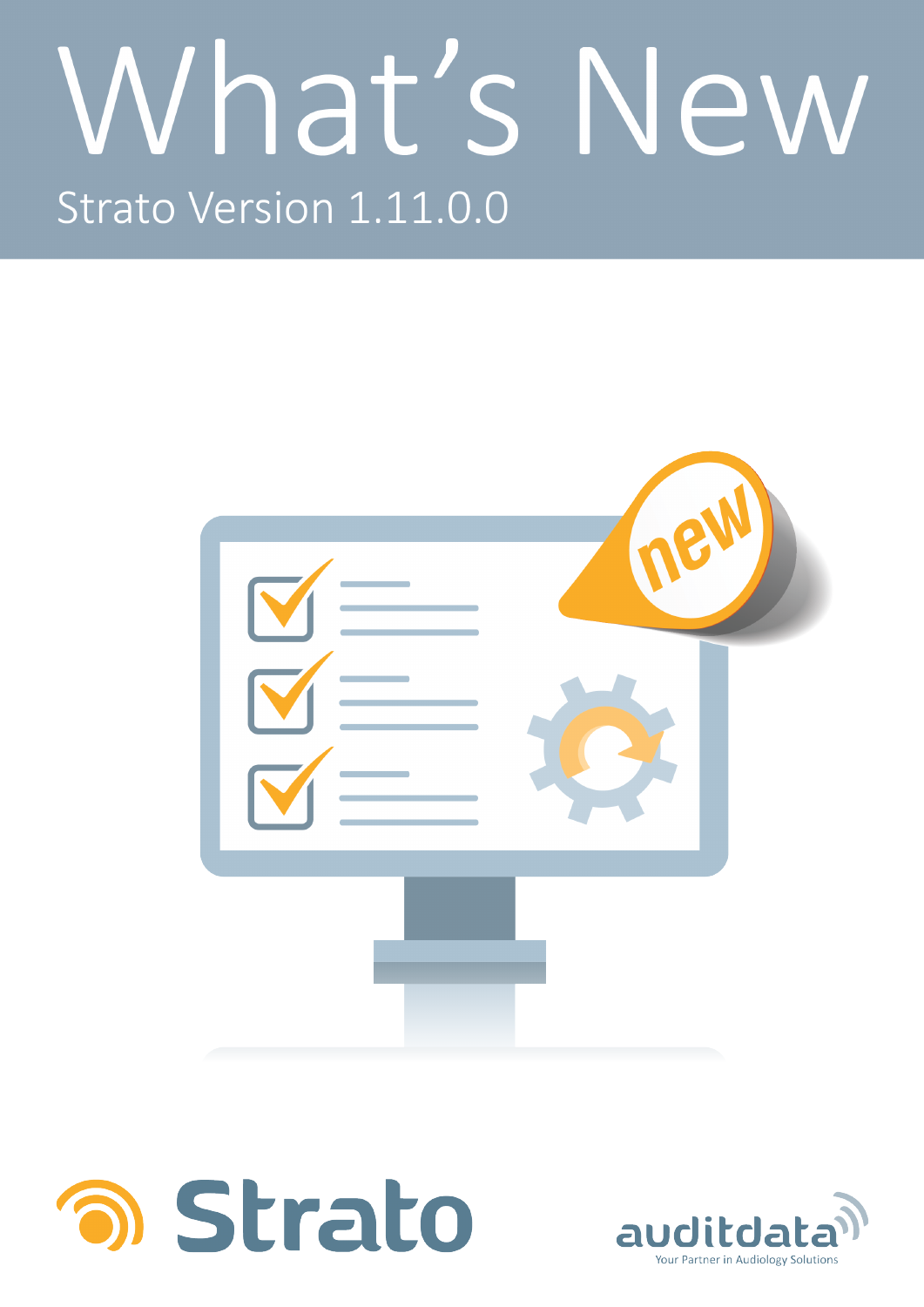# What's New

## Strato Version 1.11.0.0

Strato

auditdata

Your Partner in Audiology Solutions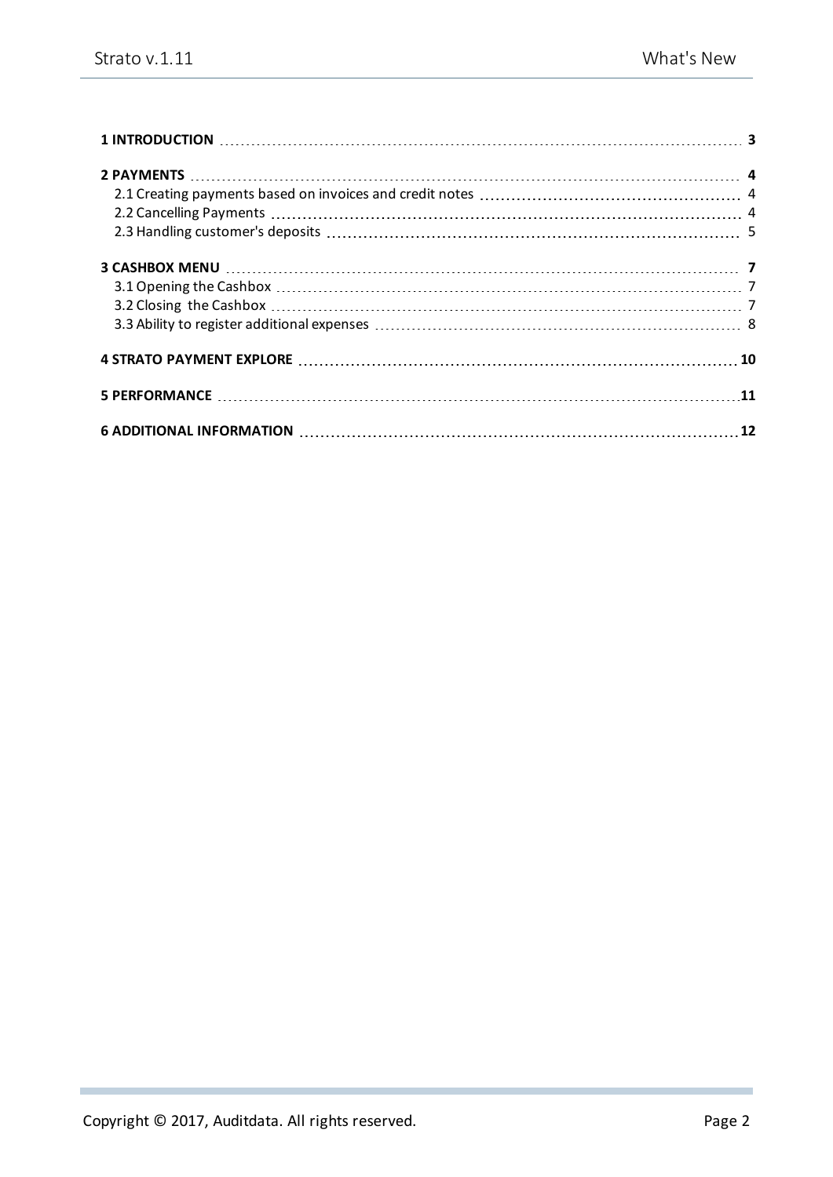**1 INTRODUCTION** ... **3**

**2 PAYMENTS** ... **4**

- 2.1 Creating payments based on invoices and credit notes ... 4
- 2.2 Cancelling Payments ... 4
- 2.3 Handling customer's deposits ... 5

**3 CASHBOX MENU** ... **7**

- 3.1 Opening the Cashbox ... 7
- 3.2 Closing the Cashbox ... 7
- 3.3 Ability to register additional expenses ... 8

**4 STRATO PAYMENT EXPLORE** ... **10**

**5 PERFORMANCE** ... **11**

**6 ADDITIONAL INFORMATION** ... **12**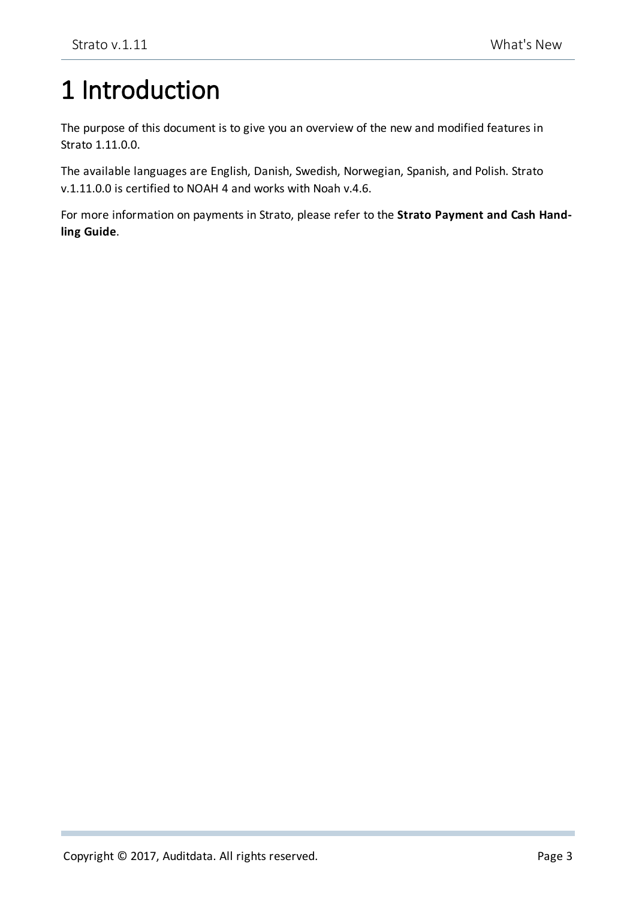# 1 Introduction

The purpose of this document is to give you an overview of the new and modified features in Strato 1.11.0.0.

The available languages are English, Danish, Swedish, Norwegian, Spanish, and Polish. Strato v.1.11.0.0 is certified to NOAH 4 and works with Noah v.4.6.

For more information on payments in Strato, please refer to the **Strato Payment and Cash Handling Guide**.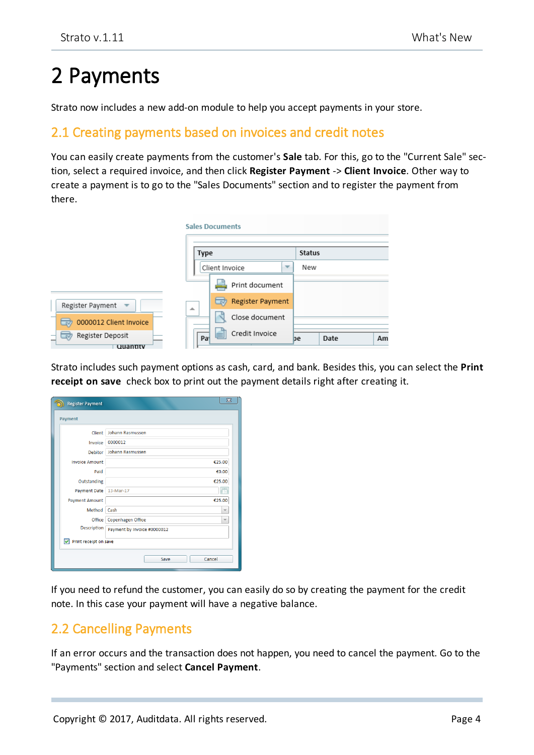# 2 Payments

Strato now includes a new add-on module to help you accept payments in your store.

## 2.1 Creating payments based on invoices and credit notes

You can easily create payments from the customer's **Sale** tab. For this, go to the "Current Sale" section, select a required invoice, and then click **Register Payment** -> **Client Invoice**. Other way to create a payment is to go to the "Sales Documents" section and to register the payment from there.

Strato includes such payment options as cash, card, and bank. Besides this, you can select the **Print receipt on save** check box to print out the payment details right after creating it.

If you need to refund the customer, you can easily do so by creating the payment for the credit note. In this case your payment will have a negative balance.

## 2.2 Cancelling Payments

If an error occurs and the transaction does not happen, you need to cancel the payment. Go to the "Payments" section and select **Cancel Payment**.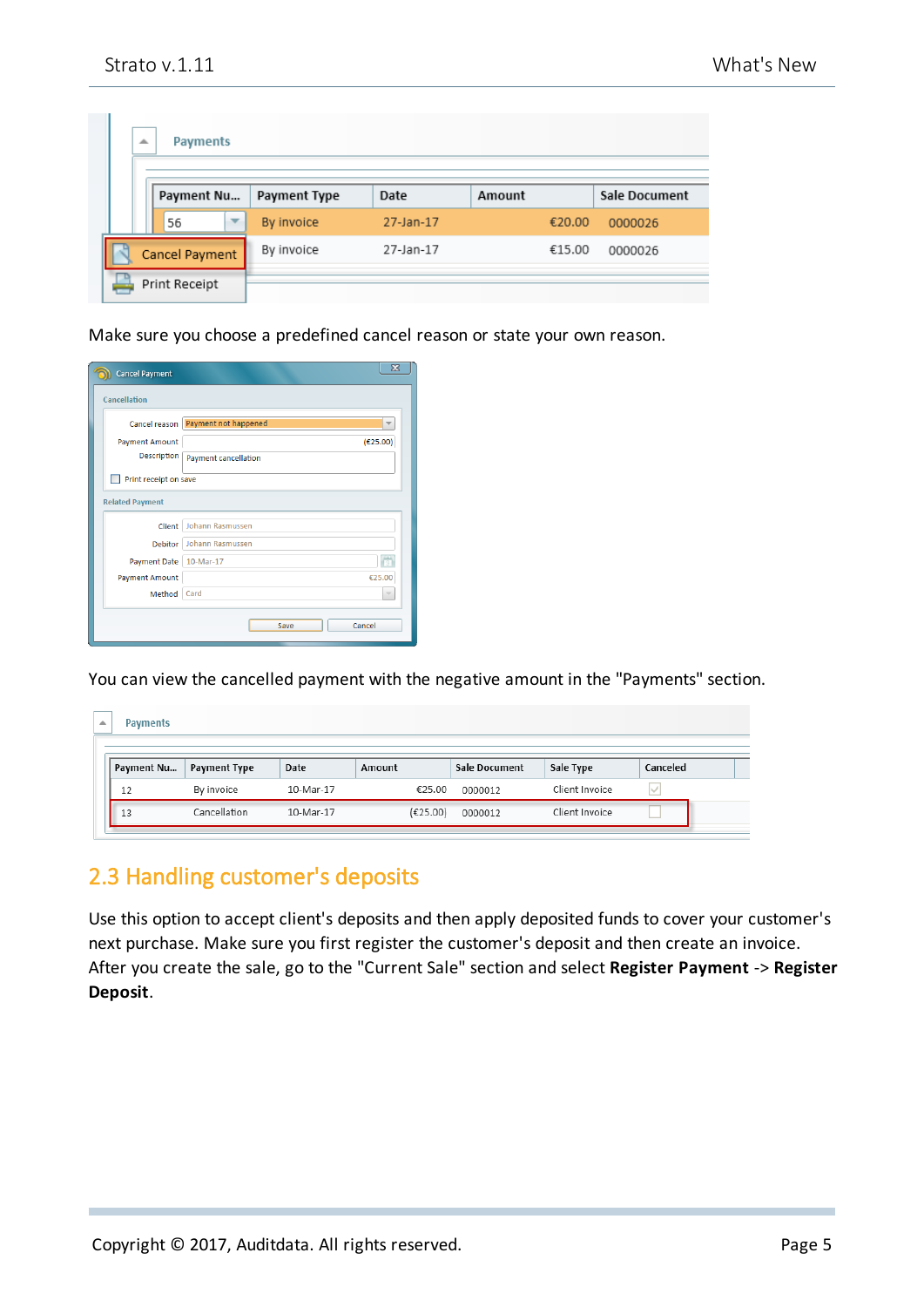Make sure you choose a predefined cancel reason or state your own reason.

You can view the cancelled payment with the negative amount in the "Payments" section.

## 2.3 Handling customer's deposits

Use this option to accept client's deposits and then apply deposited funds to cover your customer's next purchase. Make sure you first register the customer's deposit and then create an invoice. After you create the sale, go to the "Current Sale" section and select **Register Payment** -> **Register Deposit**.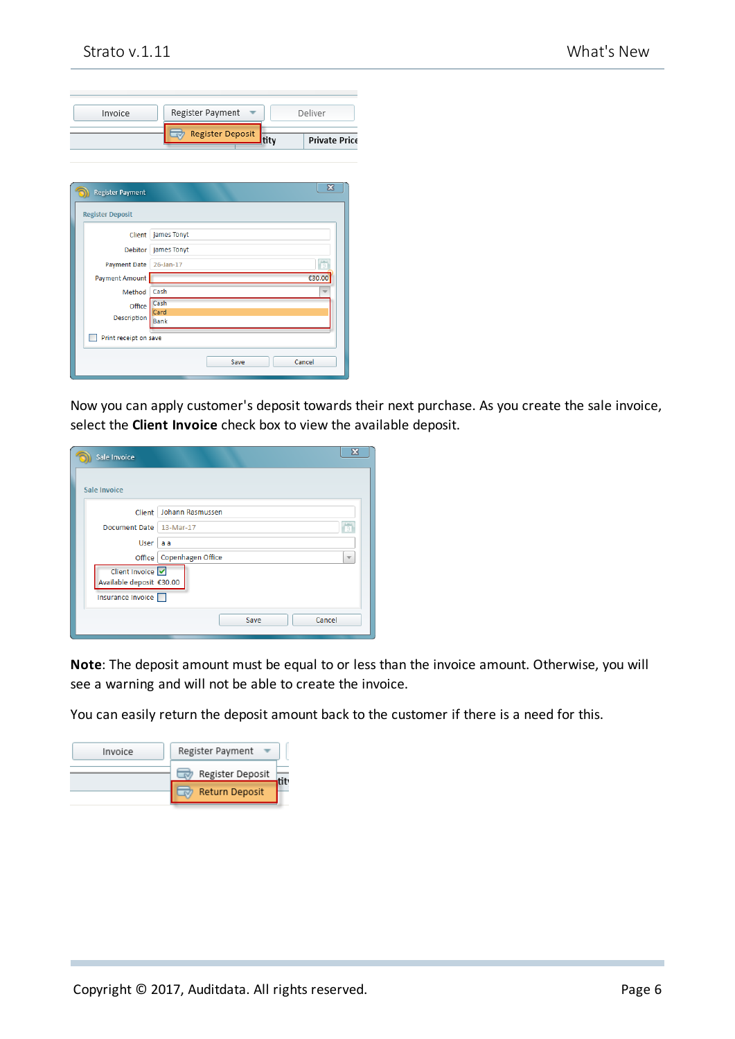Now you can apply customer's deposit towards their next purchase. As you create the sale invoice, select the **Client Invoice** check box to view the available deposit.

**Note**: The deposit amount must be equal to or less than the invoice amount. Otherwise, you will see a warning and will not be able to create the invoice.

You can easily return the deposit amount back to the customer if there is a need for this.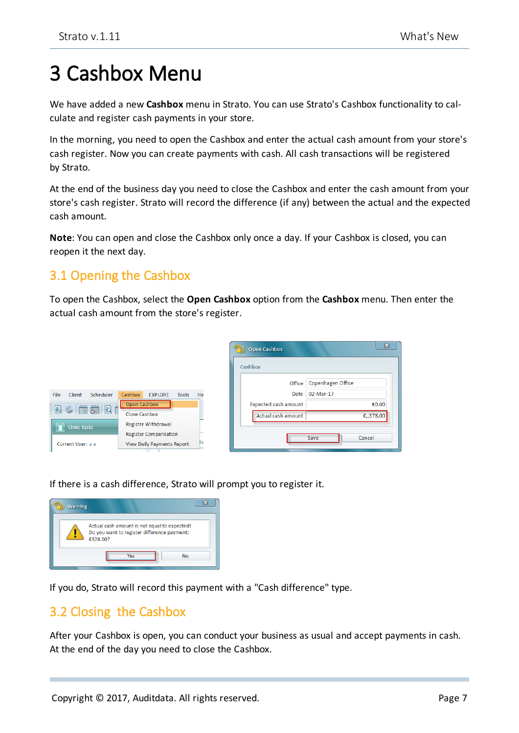# 3 Cashbox Menu

We have added a new **Cashbox** menu in Strato. You can use Strato's Cashbox functionality to calculate and register cash payments in your store.

In the morning, you need to open the Cashbox and enter the actual cash amount from your store's cash register. Now you can create payments with cash. All cash transactions will be registered by Strato.

At the end of the business day you need to close the Cashbox and enter the cash amount from your store's cash register. Strato will record the difference (if any) between the actual and the expected cash amount.

**Note**: You can open and close the Cashbox only once a day. If your Cashbox is closed, you can reopen it the next day.

## 3.1 Opening the Cashbox

To open the Cashbox, select the **Open Cashbox** option from the **Cashbox** menu. Then enter the actual cash amount from the store's register.

If there is a cash difference, Strato will prompt you to register it.

If you do, Strato will record this payment with a "Cash difference" type.

## 3.2 Closing the Cashbox

After your Cashbox is open, you can conduct your business as usual and accept payments in cash. At the end of the day you need to close the Cashbox.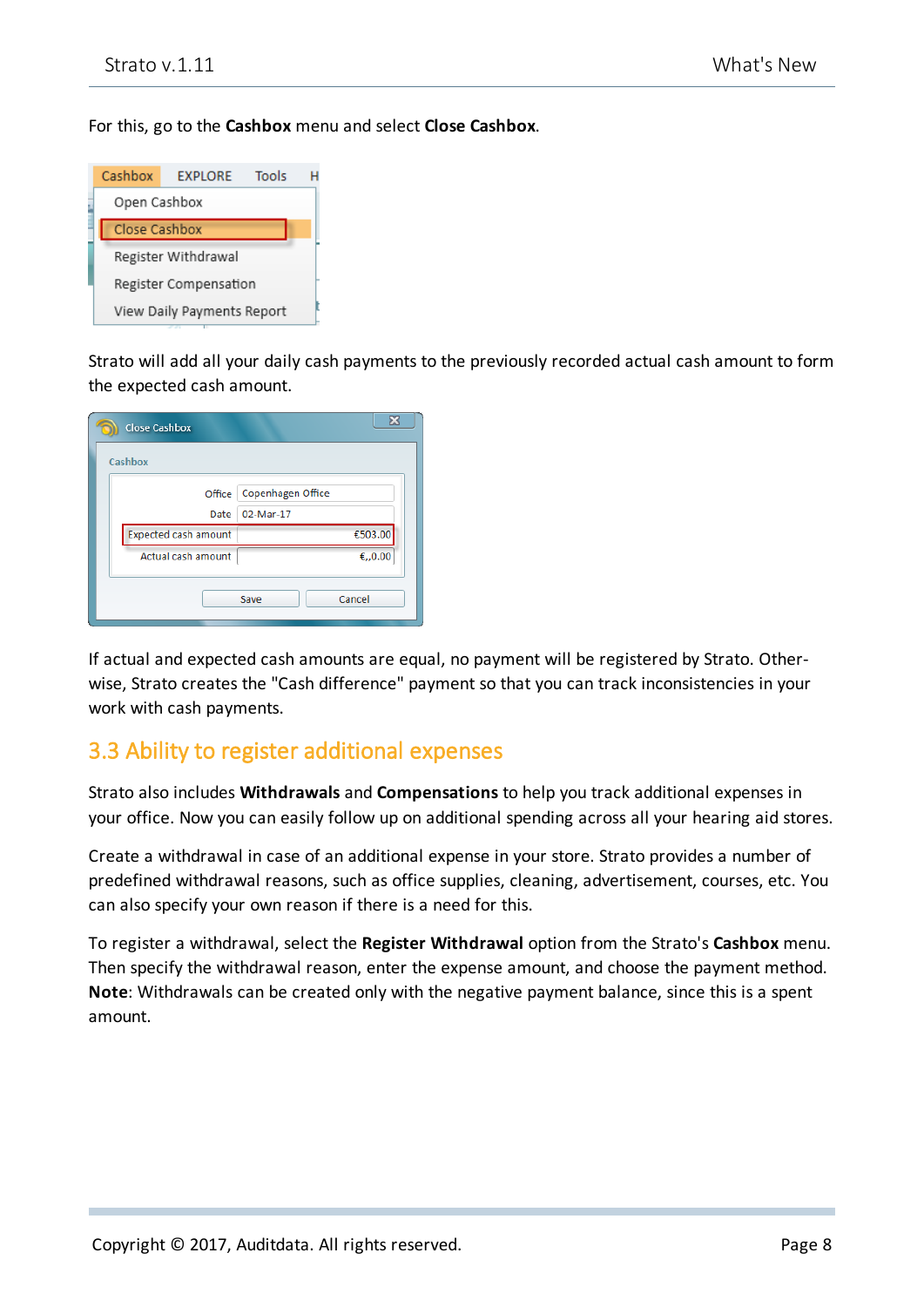For this, go to the **Cashbox** menu and select **Close Cashbox**.

Strato will add all your daily cash payments to the previously recorded actual cash amount to form the expected cash amount.

If actual and expected cash amounts are equal, no payment will be registered by Strato. Otherwise, Strato creates the "Cash difference" payment so that you can track inconsistencies in your work with cash payments.

## 3.3 Ability to register additional expenses

Strato also includes **Withdrawals** and **Compensations** to help you track additional expenses in your office. Now you can easily follow up on additional spending across all your hearing aid stores.

Create a withdrawal in case of an additional expense in your store. Strato provides a number of predefined withdrawal reasons, such as office supplies, cleaning, advertisement, courses, etc. You can also specify your own reason if there is a need for this.

To register a withdrawal, select the **Register Withdrawal** option from the Strato's **Cashbox** menu. Then specify the withdrawal reason, enter the expense amount, and choose the payment method. **Note**: Withdrawals can be created only with the negative payment balance, since this is a spent amount.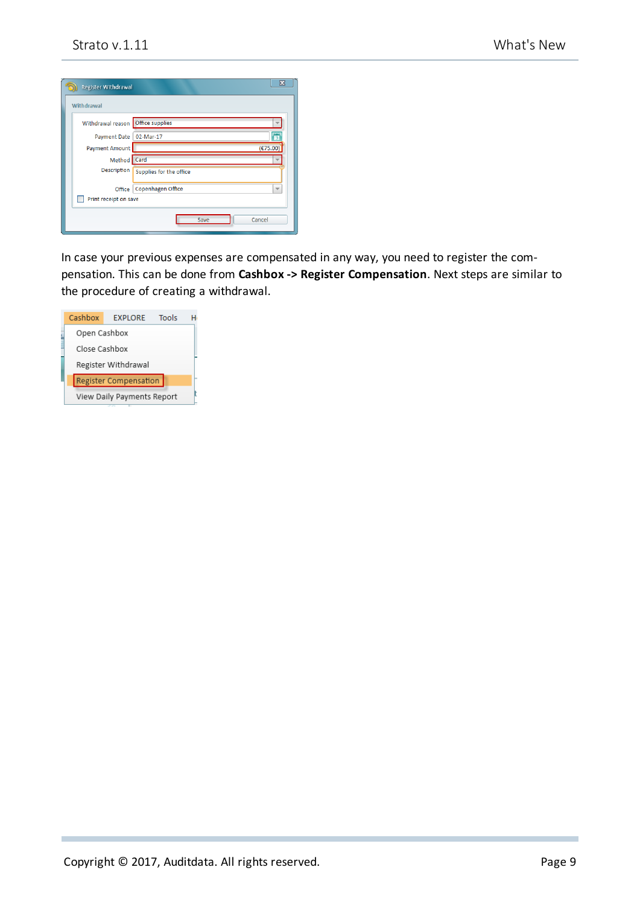In case your previous expenses are compensated in any way, you need to register the compensation. This can be done from **Cashbox -> Register Compensation**. Next steps are similar to the procedure of creating a withdrawal.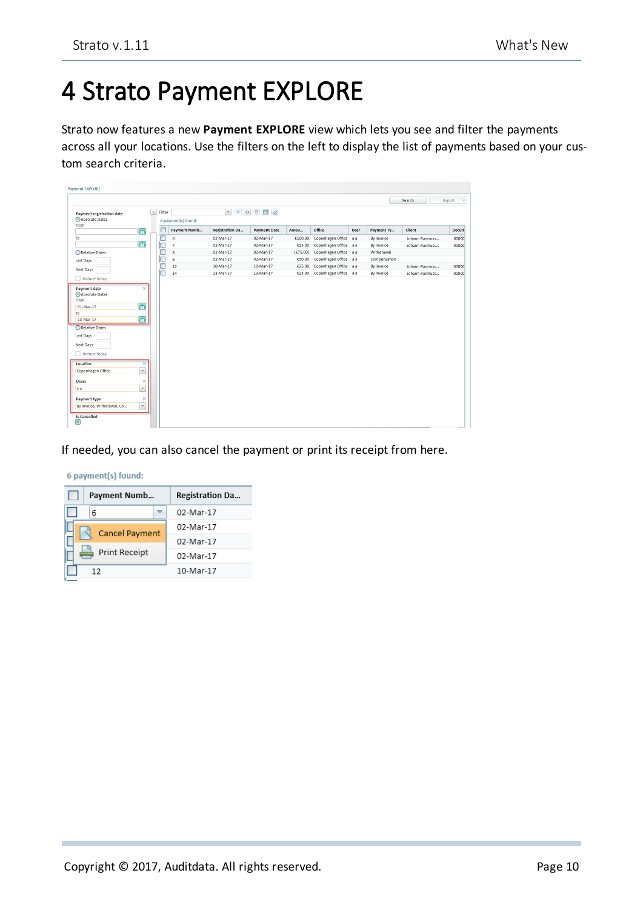# 4 Strato Payment EXPLORE

Strato now features a new **Payment EXPLORE** view which lets you see and filter the payments across all your locations. Use the filters on the left to display the list of payments based on your custom search criteria.

If needed, you can also cancel the payment or print its receipt from here.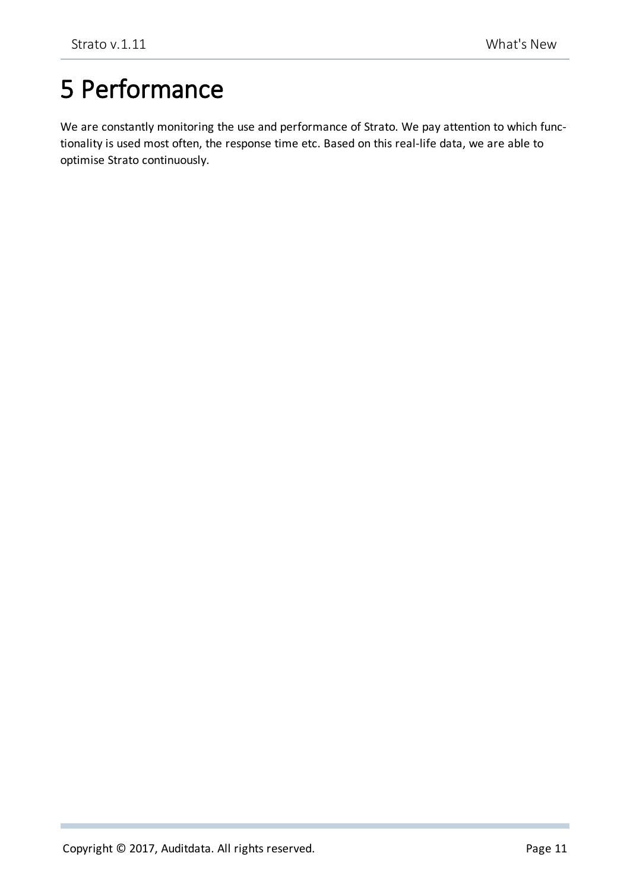# 5 Performance

We are constantly monitoring the use and performance of Strato. We pay attention to which functionality is used most often, the response time etc. Based on this real-life data, we are able to optimise Strato continuously.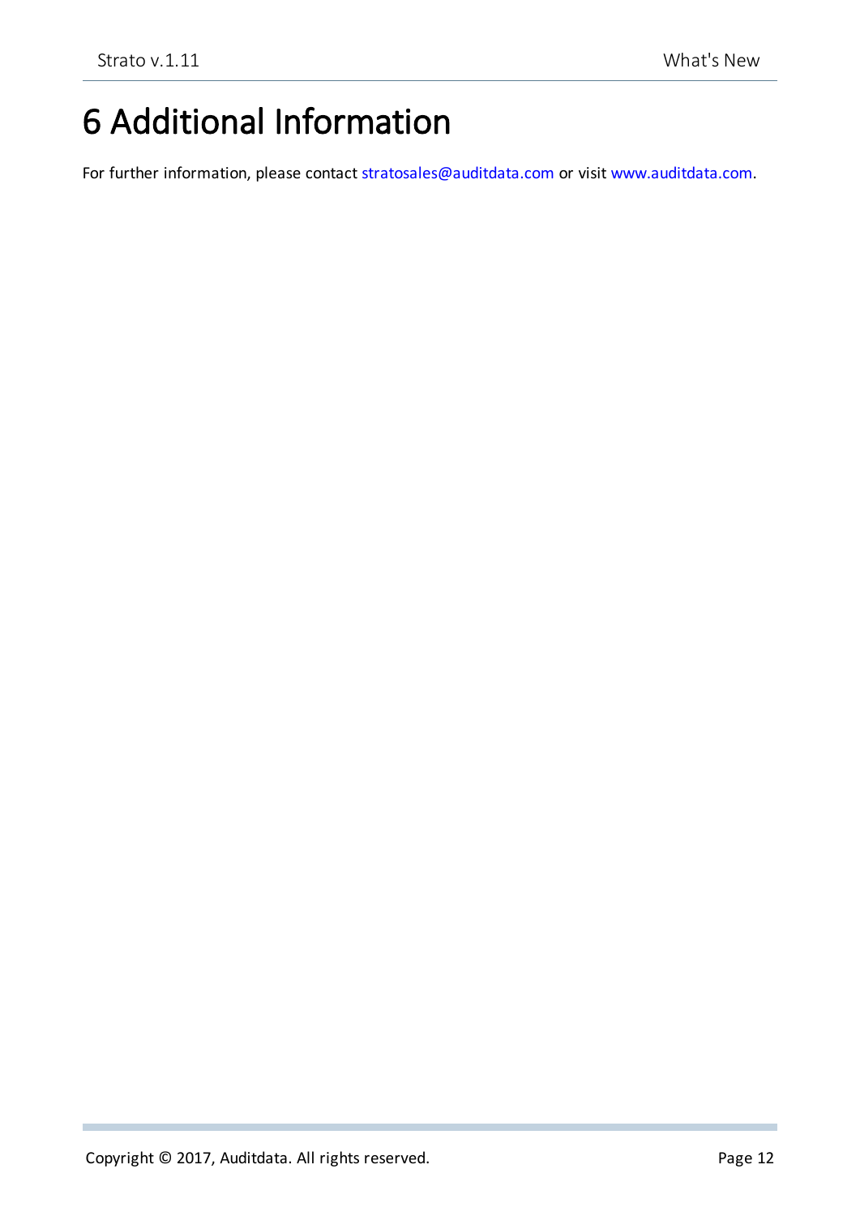# 6 Additional Information

For further information, please contact stratosales@auditdata.com or visit www.auditdata.com.